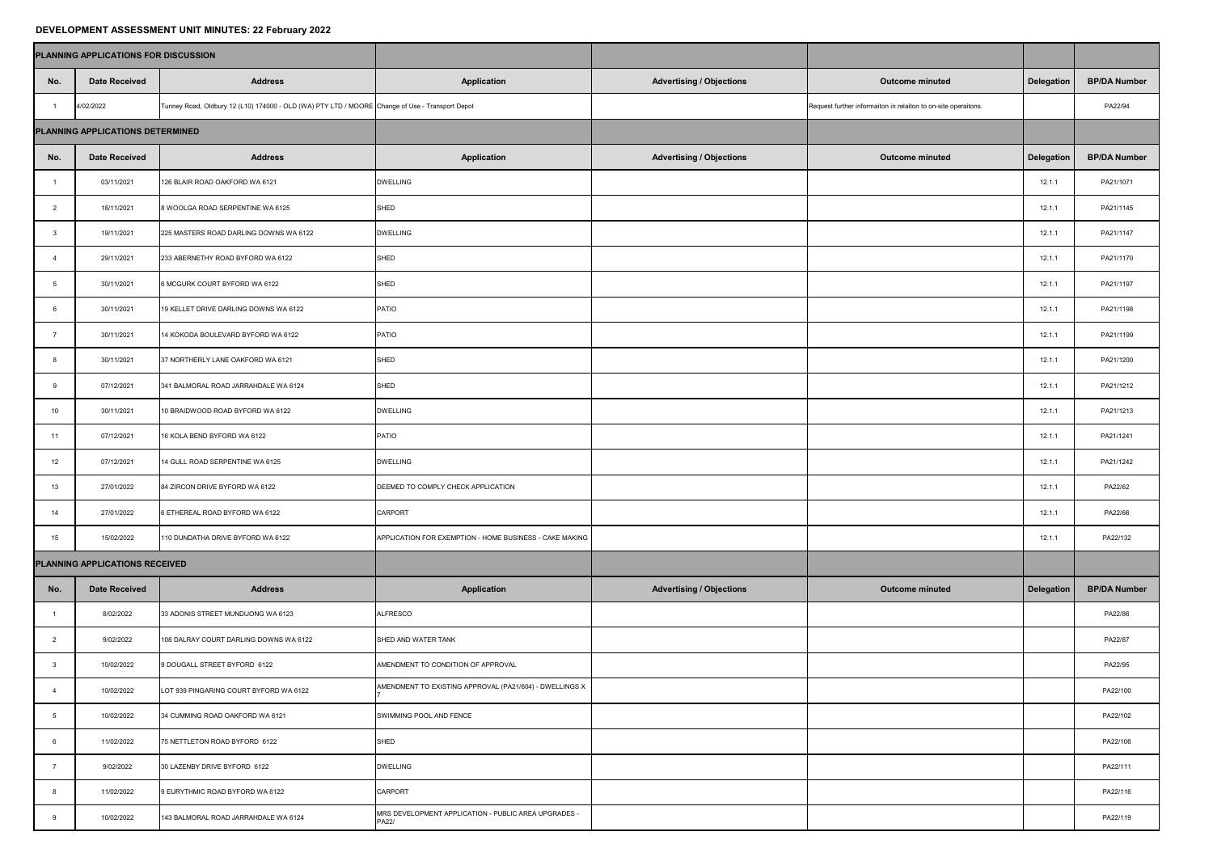# DEVELOPMENT ASSESSMENT UNIT MINUTES: 22 February 2022

## PLANNING APPLICATIONS FOR DISCUSSION

| No. | Date Received | Address | Application | Advertising / Objections | Outcome minuted | Delegation | BP/DA Number |
|---|---|---|---|---|---|---|---|
| 1 | 4/02/2022 | Tunney Road, Oldbury 12 (L10) 174000 - OLD (WA) PTY LTD / MOORE | Change of Use - Transport Depot | | Request further informaiton in relaiton to on-site operaitons. | | PA22/94 |

## PLANNING APPLICATIONS DETERMINED

| No. | Date Received | Address | Application | Advertising / Objections | Outcome minuted | Delegation | BP/DA Number |
|---|---|---|---|---|---|---|---|
| 1 | 03/11/2021 | 126 BLAIR ROAD OAKFORD WA 6121 | DWELLING | | | 12.1.1 | PA21/1071 |
| 2 | 18/11/2021 | 8 WOOLGA ROAD SERPENTINE WA 6125 | SHED | | | 12.1.1 | PA21/1145 |
| 3 | 19/11/2021 | 225 MASTERS ROAD DARLING DOWNS WA 6122 | DWELLING | | | 12.1.1 | PA21/1147 |
| 4 | 29/11/2021 | 233 ABERNETHY ROAD BYFORD WA 6122 | SHED | | | 12.1.1 | PA21/1170 |
| 5 | 30/11/2021 | 6 MCGURK COURT BYFORD WA 6122 | SHED | | | 12.1.1 | PA21/1197 |
| 6 | 30/11/2021 | 19 KELLET DRIVE DARLING DOWNS WA 6122 | PATIO | | | 12.1.1 | PA21/1198 |
| 7 | 30/11/2021 | 14 KOKODA BOULEVARD BYFORD WA 6122 | PATIO | | | 12.1.1 | PA21/1199 |
| 8 | 30/11/2021 | 37 NORTHERLY LANE OAKFORD WA 6121 | SHED | | | 12.1.1 | PA21/1200 |
| 9 | 07/12/2021 | 341 BALMORAL ROAD JARRAHDALE WA 6124 | SHED | | | 12.1.1 | PA21/1212 |
| 10 | 30/11/2021 | 10 BRAIDWOOD ROAD BYFORD WA 6122 | DWELLING | | | 12.1.1 | PA21/1213 |
| 11 | 07/12/2021 | 16 KOLA BEND BYFORD WA 6122 | PATIO | | | 12.1.1 | PA21/1241 |
| 12 | 07/12/2021 | 14 GULL ROAD SERPENTINE WA 6125 | DWELLING | | | 12.1.1 | PA21/1242 |
| 13 | 27/01/2022 | 84 ZIRCON DRIVE BYFORD WA 6122 | DEEMED TO COMPLY CHECK APPLICATION | | | 12.1.1 | PA22/62 |
| 14 | 27/01/2022 | 6 ETHEREAL ROAD BYFORD WA 6122 | CARPORT | | | 12.1.1 | PA22/66 |
| 15 | 15/02/2022 | 110 DUNDATHA DRIVE BYFORD WA 6122 | APPLICATION FOR EXEMPTION - HOME BUSINESS - CAKE MAKING | | | 12.1.1 | PA22/132 |

## PLANNING APPLICATIONS RECEIVED

| No. | Date Received | Address | Application | Advertising / Objections | Outcome minuted | Delegation | BP/DA Number |
|---|---|---|---|---|---|---|---|
| 1 | 8/02/2022 | 33 ADONIS STREET MUNDIJONG WA 6123 | ALFRESCO | | | | PA22/86 |
| 2 | 9/02/2022 | 108 DALRAY COURT DARLING DOWNS WA 6122 | SHED AND WATER TANK | | | | PA22/87 |
| 3 | 10/02/2022 | 9 DOUGALL STREET BYFORD 6122 | AMENDMENT TO CONDITION OF APPROVAL | | | | PA22/95 |
| 4 | 10/02/2022 | LOT 939 PINGARING COURT BYFORD WA 6122 | AMENDMENT TO EXISTING APPROVAL (PA21/604) - DWELLINGS X 7 | | | | PA22/100 |
| 5 | 10/02/2022 | 34 CUMMING ROAD OAKFORD WA 6121 | SWIMMING POOL AND FENCE | | | | PA22/102 |
| 6 | 11/02/2022 | 75 NETTLETON ROAD BYFORD 6122 | SHED | | | | PA22/106 |
| 7 | 9/02/2022 | 30 LAZENBY DRIVE BYFORD 6122 | DWELLING | | | | PA22/111 |
| 8 | 11/02/2022 | 9 EURYTHMIC ROAD BYFORD WA 6122 | CARPORT | | | | PA22/116 |
| 9 | 10/02/2022 | 143 BALMORAL ROAD JARRAHDALE WA 6124 | MRS DEVELOPMENT APPLICATION - PUBLIC AREA UPGRADES - PA22/ | | | | PA22/119 |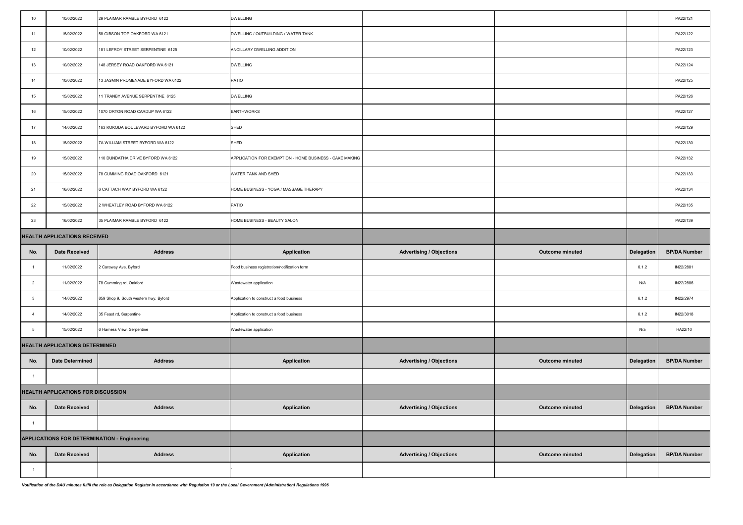| | | | | | | | |
|---|---|---|---|---|---|---|---|
| 10 | 10/02/2022 | 29 PLAIMAR RAMBLE BYFORD 6122 | DWELLING | | | | PA22/121 |
| 11 | 15/02/2022 | 58 GIBSON TOP OAKFORD WA 6121 | DWELLING / OUTBUILDING / WATER TANK | | | | PA22/122 |
| 12 | 10/02/2022 | 181 LEFROY STREET SERPENTINE 6125 | ANCILLARY DWELLING ADDITION | | | | PA22/123 |
| 13 | 10/02/2022 | 148 JERSEY ROAD OAKFORD WA 6121 | DWELLING | | | | PA22/124 |
| 14 | 10/02/2022 | 13 JASMIN PROMENADE BYFORD WA 6122 | PATIO | | | | PA22/125 |
| 15 | 15/02/2022 | 11 TRANBY AVENUE SERPENTINE 6125 | DWELLING | | | | PA22/126 |
| 16 | 15/02/2022 | 1070 ORTON ROAD CARDUP WA 6122 | EARTHWORKS | | | | PA22/127 |
| 17 | 14/02/2022 | 163 KOKODA BOULEVARD BYFORD WA 6122 | SHED | | | | PA22/129 |
| 18 | 15/02/2022 | 7A WILLIAM STREET BYFORD WA 6122 | SHED | | | | PA22/130 |
| 19 | 15/02/2022 | 110 DUNDATHA DRIVE BYFORD WA 6122 | APPLICATION FOR EXEMPTION - HOME BUSINESS - CAKE MAKING | | | | PA22/132 |
| 20 | 15/02/2022 | 78 CUMMING ROAD OAKFORD 6121 | WATER TANK AND SHED | | | | PA22/133 |
| 21 | 16/02/2022 | 6 CATTACH WAY BYFORD WA 6122 | HOME BUSINESS - YOGA / MASSAGE THERAPY | | | | PA22/134 |
| 22 | 15/02/2022 | 2 WHEATLEY ROAD BYFORD WA 6122 | PATIO | | | | PA22/135 |
| 23 | 16/02/2022 | 35 PLAIMAR RAMBLE BYFORD 6122 | HOME BUSINESS - BEAUTY SALON | | | | PA22/139 |

**HEALTH APPLICATIONS RECEIVED**

| No. | Date Received | Address | Application | Advertising / Objections | Outcome minuted | Delegation | BP/DA Number |
|---|---|---|---|---|---|---|---|
| 1 | 11/02/2022 | 2 Caraway Ave, Byford | Food business registration/notification form | | | 6.1.2 | IN22/2881 |
| 2 | 11/02/2022 | 78 Cumming rd, Oakford | Wastewater application | | | N/A | IN22/2886 |
| 3 | 14/02/2022 | 859 Shop 9, South western hwy, Byford | Application to construct a food business | | | 6.1.2 | IN22/2974 |
| 4 | 14/02/2022 | 35 Feast rd, Serpentine | Application to construct a food business | | | 6.1.2 | IN22/3018 |
| 5 | 15/02/2022 | 6 Harness View, Serpentine | Wastewater application | | | N/a | HA22/10 |

**HEALTH APPLICATIONS DETERMINED**

| No. | Date Determined | Address | Application | Advertising / Objections | Outcome minuted | Delegation | BP/DA Number |
|---|---|---|---|---|---|---|---|
| 1 | | | | | | | |

**HEALTH APPLICATIONS FOR DISCUSSION**

| No. | Date Received | Address | Application | Advertising / Objections | Outcome minuted | Delegation | BP/DA Number |
|---|---|---|---|---|---|---|---|
| 1 | | | | | | | |

**APPLICATIONS FOR DETERMINATION - Engineering**

| No. | Date Received | Address | Application | Advertising / Objections | Outcome minuted | Delegation | BP/DA Number |
|---|---|---|---|---|---|---|---|
| 1 | | | - | | | | |

***Notification of the DAU minutes fulfil the role as Delegation Register in accordance with Regulation 19 or the Local Government (Administration) Regulations 1996***